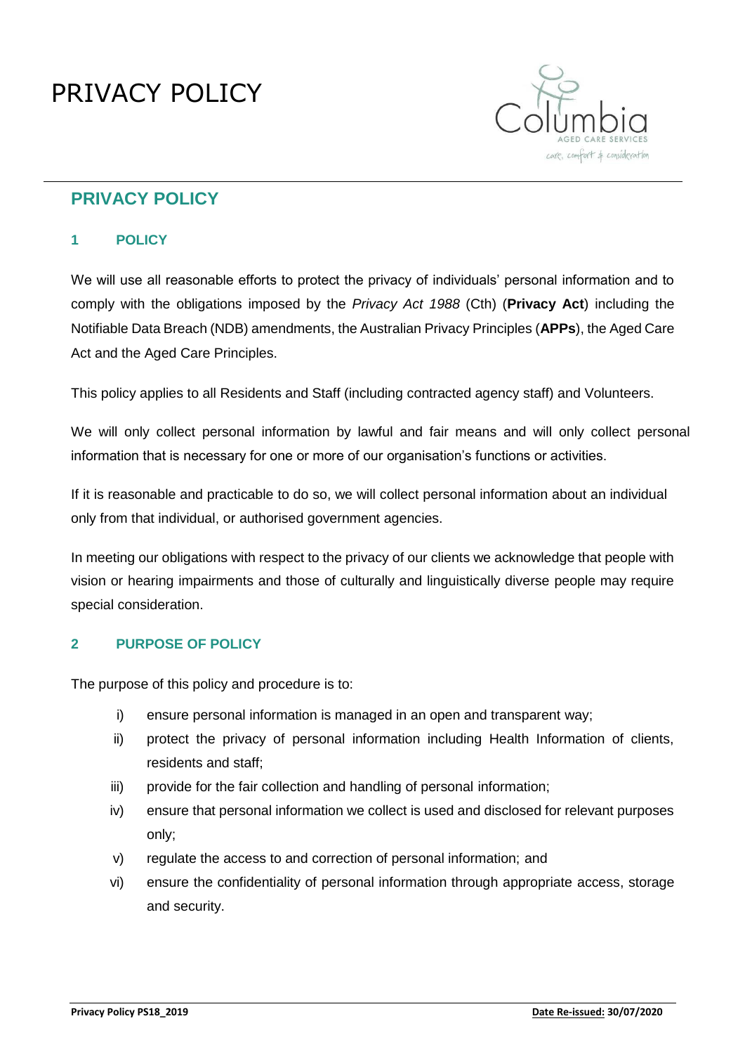# PRIVACY POLICY

## PRIVACY POLICY

### 1 POLICY

We will use all reasonable efforts to protect the privacy of individuals' personal information and to comply with the obligations imposed by the *Privacy Act 1988* (Cth) (**Privacy Act**) including the Notifiable Data Breach (NDB) amendments, the Australian Privacy Principles (**APPs**), the Aged Care Act and the Aged Care Principles.

This policy applies to all Residents and Staff (including contracted agency staff) and Volunteers.

We will only collect personal information by lawful and fair means and will only collect personal information that is necessary for one or more of our organisation's functions or activities.

If it is reasonable and practicable to do so, we will collect personal information about an individual only from that individual, or authorised government agencies.

In meeting our obligations with respect to the privacy of our clients we acknowledge that people with vision or hearing impairments and those of culturally and linguistically diverse people may require special consideration.

### 2 PURPOSE OF POLICY

The purpose of this policy and procedure is to:

i) ensure personal information is managed in an open and transparent way;
ii) protect the privacy of personal information including Health Information of clients, residents and staff;
iii) provide for the fair collection and handling of personal information;
iv) ensure that personal information we collect is used and disclosed for relevant purposes only;
v) regulate the access to and correction of personal information; and
vi) ensure the confidentiality of personal information through appropriate access, storage and security.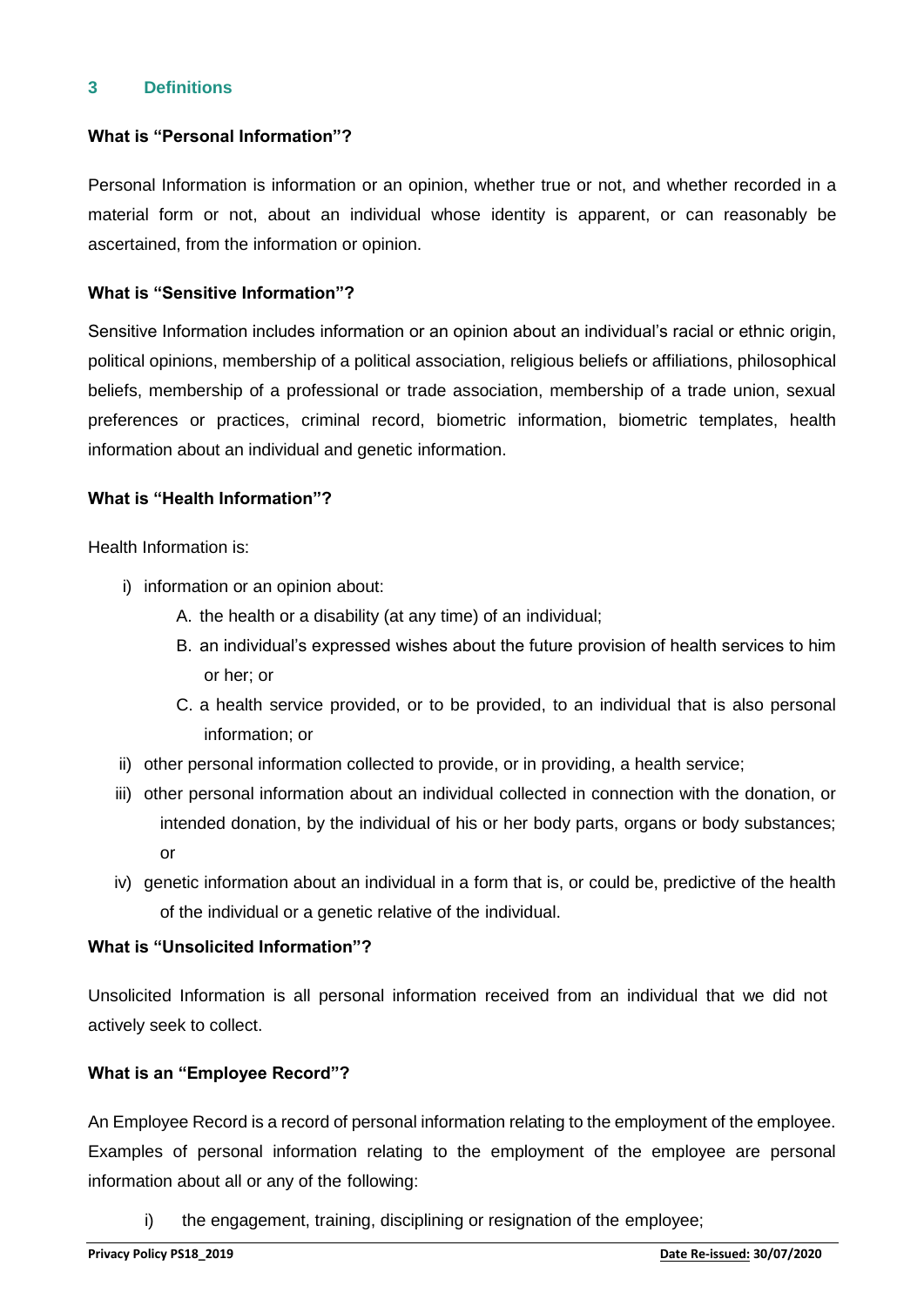## 3 Definitions

**What is "Personal Information"?**

Personal Information is information or an opinion, whether true or not, and whether recorded in a material form or not, about an individual whose identity is apparent, or can reasonably be ascertained, from the information or opinion.

**What is "Sensitive Information"?**

Sensitive Information includes information or an opinion about an individual's racial or ethnic origin, political opinions, membership of a political association, religious beliefs or affiliations, philosophical beliefs, membership of a professional or trade association, membership of a trade union, sexual preferences or practices, criminal record, biometric information, biometric templates, health information about an individual and genetic information.

**What is "Health Information"?**

Health Information is:

i) information or an opinion about:
   - A. the health or a disability (at any time) of an individual;
   - B. an individual's expressed wishes about the future provision of health services to him or her; or
   - C. a health service provided, or to be provided, to an individual that is also personal information; or

ii) other personal information collected to provide, or in providing, a health service;

iii) other personal information about an individual collected in connection with the donation, or intended donation, by the individual of his or her body parts, organs or body substances; or

iv) genetic information about an individual in a form that is, or could be, predictive of the health of the individual or a genetic relative of the individual.

**What is "Unsolicited Information"?**

Unsolicited Information is all personal information received from an individual that we did not actively seek to collect.

**What is an "Employee Record"?**

An Employee Record is a record of personal information relating to the employment of the employee. Examples of personal information relating to the employment of the employee are personal information about all or any of the following:

i) the engagement, training, disciplining or resignation of the employee;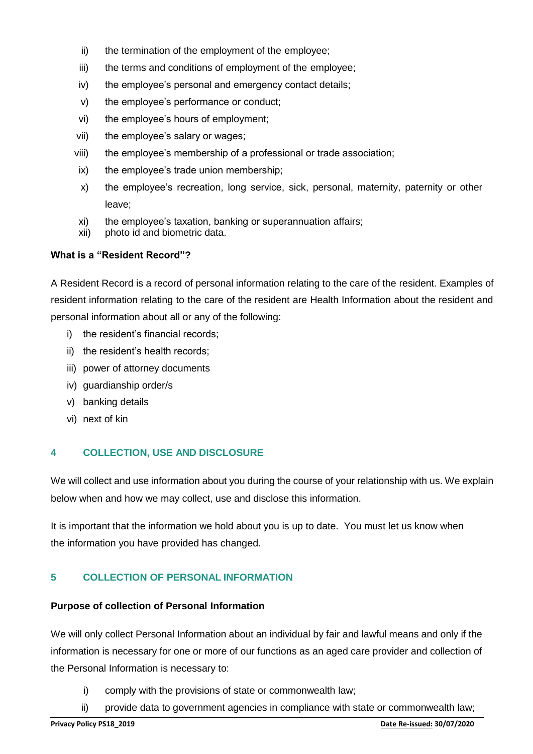ii) the termination of the employment of the employee;
iii) the terms and conditions of employment of the employee;
iv) the employee's personal and emergency contact details;
v) the employee's performance or conduct;
vi) the employee's hours of employment;
vii) the employee's salary or wages;
viii) the employee's membership of a professional or trade association;
ix) the employee's trade union membership;
x) the employee's recreation, long service, sick, personal, maternity, paternity or other leave;
xi) the employee's taxation, banking or superannuation affairs;
xii) photo id and biometric data.

**What is a "Resident Record"?**

A Resident Record is a record of personal information relating to the care of the resident. Examples of resident information relating to the care of the resident are Health Information about the resident and personal information about all or any of the following:

i) the resident's financial records;
ii) the resident's health records;
iii) power of attorney documents
iv) guardianship order/s
v) banking details
vi) next of kin

## 4 COLLECTION, USE AND DISCLOSURE

We will collect and use information about you during the course of your relationship with us. We explain below when and how we may collect, use and disclose this information.

It is important that the information we hold about you is up to date. You must let us know when the information you have provided has changed.

## 5 COLLECTION OF PERSONAL INFORMATION

**Purpose of collection of Personal Information**

We will only collect Personal Information about an individual by fair and lawful means and only if the information is necessary for one or more of our functions as an aged care provider and collection of the Personal Information is necessary to:

i) comply with the provisions of state or commonwealth law;
ii) provide data to government agencies in compliance with state or commonwealth law;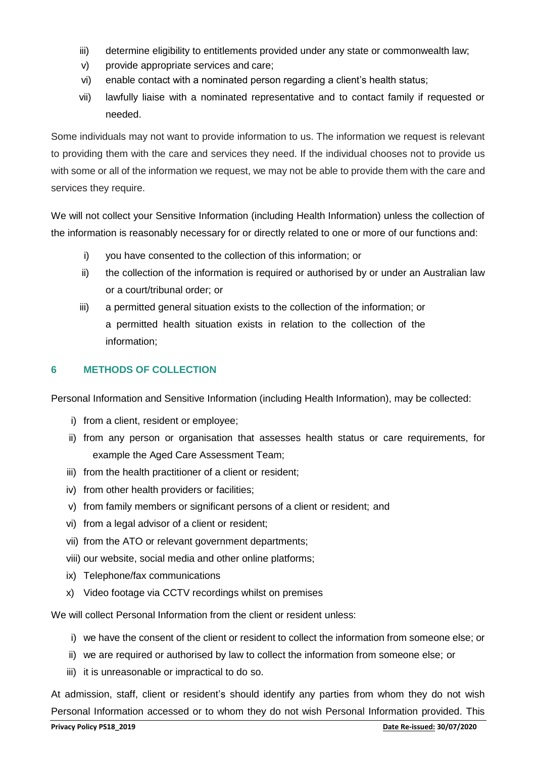iii) determine eligibility to entitlements provided under any state or commonwealth law;

v) provide appropriate services and care;

vi) enable contact with a nominated person regarding a client's health status;

vii) lawfully liaise with a nominated representative and to contact family if requested or needed.

Some individuals may not want to provide information to us. The information we request is relevant to providing them with the care and services they need. If the individual chooses not to provide us with some or all of the information we request, we may not be able to provide them with the care and services they require.

We will not collect your Sensitive Information (including Health Information) unless the collection of the information is reasonably necessary for or directly related to one or more of our functions and:

i) you have consented to the collection of this information; or

ii) the collection of the information is required or authorised by or under an Australian law or a court/tribunal order; or

iii) a permitted general situation exists to the collection of the information; or a permitted health situation exists in relation to the collection of the information;

## 6 METHODS OF COLLECTION

Personal Information and Sensitive Information (including Health Information), may be collected:

i) from a client, resident or employee;

ii) from any person or organisation that assesses health status or care requirements, for example the Aged Care Assessment Team;

iii) from the health practitioner of a client or resident;

iv) from other health providers or facilities;

v) from family members or significant persons of a client or resident; and

vi) from a legal advisor of a client or resident;

vii) from the ATO or relevant government departments;

viii) our website, social media and other online platforms;

ix) Telephone/fax communications

x) Video footage via CCTV recordings whilst on premises

We will collect Personal Information from the client or resident unless:

i) we have the consent of the client or resident to collect the information from someone else; or

ii) we are required or authorised by law to collect the information from someone else; or

iii) it is unreasonable or impractical to do so.

At admission, staff, client or resident's should identify any parties from whom they do not wish Personal Information accessed or to whom they do not wish Personal Information provided. This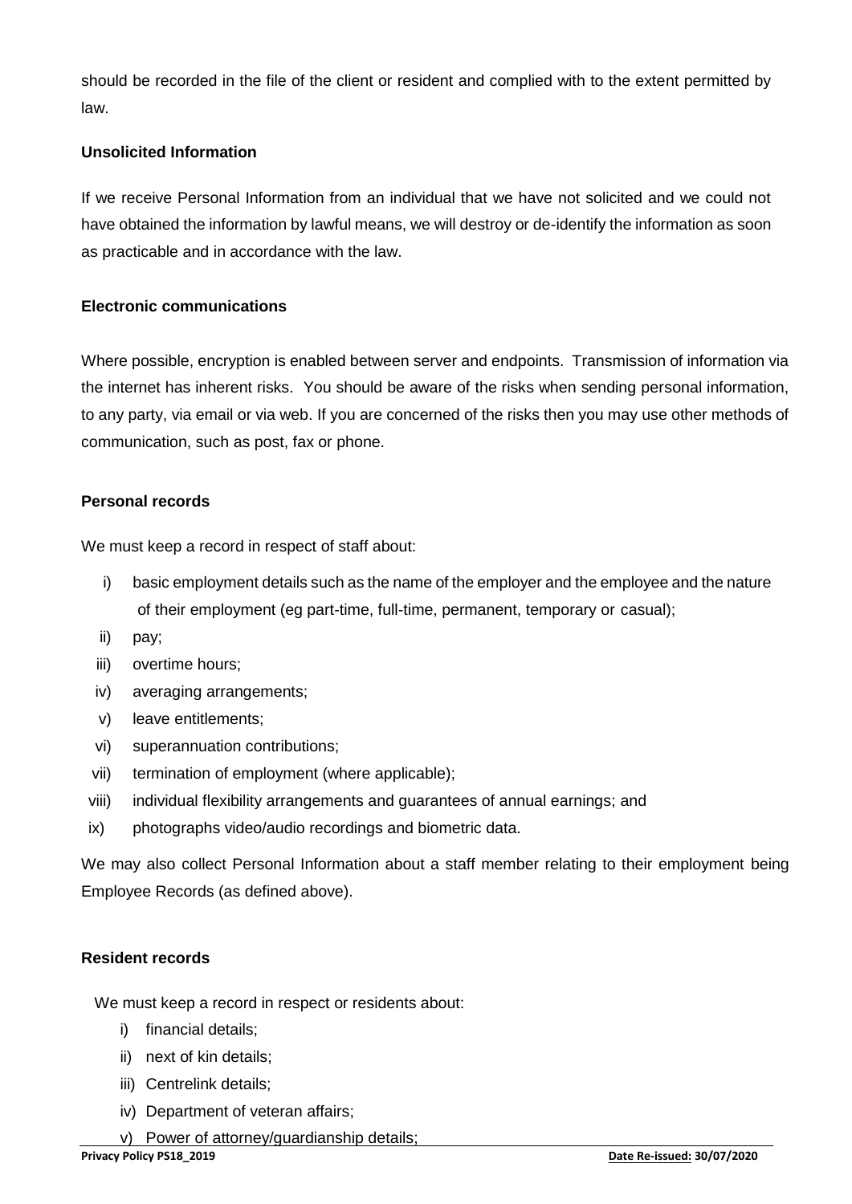should be recorded in the file of the client or resident and complied with to the extent permitted by law.

**Unsolicited Information**

If we receive Personal Information from an individual that we have not solicited and we could not have obtained the information by lawful means, we will destroy or de-identify the information as soon as practicable and in accordance with the law.

**Electronic communications**

Where possible, encryption is enabled between server and endpoints. Transmission of information via the internet has inherent risks. You should be aware of the risks when sending personal information, to any party, via email or via web. If you are concerned of the risks then you may use other methods of communication, such as post, fax or phone.

**Personal records**

We must keep a record in respect of staff about:

i) basic employment details such as the name of the employer and the employee and the nature of their employment (eg part-time, full-time, permanent, temporary or casual);
ii) pay;
iii) overtime hours;
iv) averaging arrangements;
v) leave entitlements;
vi) superannuation contributions;
vii) termination of employment (where applicable);
viii) individual flexibility arrangements and guarantees of annual earnings; and
ix) photographs video/audio recordings and biometric data.

We may also collect Personal Information about a staff member relating to their employment being Employee Records (as defined above).

**Resident records**

We must keep a record in respect or residents about:

i) financial details;
ii) next of kin details;
iii) Centrelink details;
iv) Department of veteran affairs;
v) Power of attorney/guardianship details;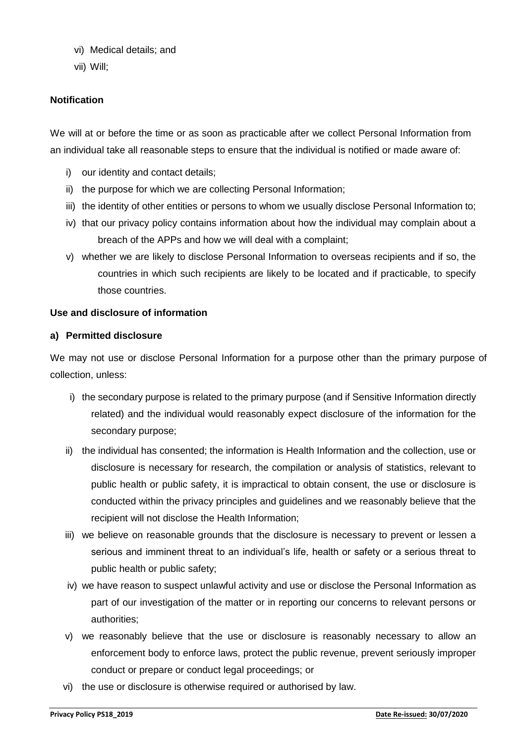vi) Medical details; and

vii) Will;

**Notification**

We will at or before the time or as soon as practicable after we collect Personal Information from an individual take all reasonable steps to ensure that the individual is notified or made aware of:

i) our identity and contact details;

ii) the purpose for which we are collecting Personal Information;

iii) the identity of other entities or persons to whom we usually disclose Personal Information to;

iv) that our privacy policy contains information about how the individual may complain about a breach of the APPs and how we will deal with a complaint;

v) whether we are likely to disclose Personal Information to overseas recipients and if so, the countries in which such recipients are likely to be located and if practicable, to specify those countries.

**Use and disclosure of information**

**a) Permitted disclosure**

We may not use or disclose Personal Information for a purpose other than the primary purpose of collection, unless:

i) the secondary purpose is related to the primary purpose (and if Sensitive Information directly related) and the individual would reasonably expect disclosure of the information for the secondary purpose;

ii) the individual has consented; the information is Health Information and the collection, use or disclosure is necessary for research, the compilation or analysis of statistics, relevant to public health or public safety, it is impractical to obtain consent, the use or disclosure is conducted within the privacy principles and guidelines and we reasonably believe that the recipient will not disclose the Health Information;

iii) we believe on reasonable grounds that the disclosure is necessary to prevent or lessen a serious and imminent threat to an individual's life, health or safety or a serious threat to public health or public safety;

iv) we have reason to suspect unlawful activity and use or disclose the Personal Information as part of our investigation of the matter or in reporting our concerns to relevant persons or authorities;

v) we reasonably believe that the use or disclosure is reasonably necessary to allow an enforcement body to enforce laws, protect the public revenue, prevent seriously improper conduct or prepare or conduct legal proceedings; or

vi) the use or disclosure is otherwise required or authorised by law.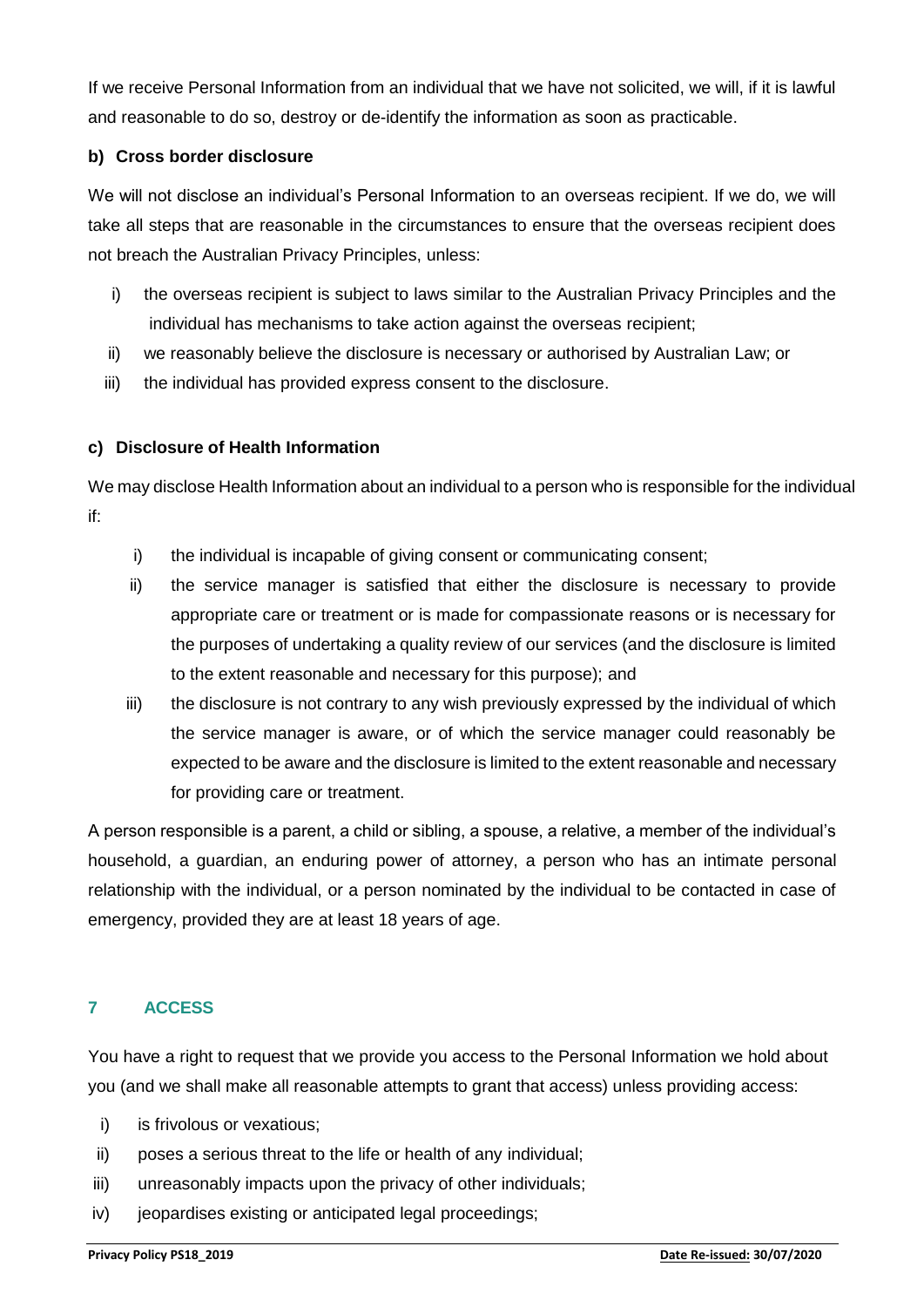If we receive Personal Information from an individual that we have not solicited, we will, if it is lawful and reasonable to do so, destroy or de-identify the information as soon as practicable.

#### b) Cross border disclosure

We will not disclose an individual's Personal Information to an overseas recipient. If we do, we will take all steps that are reasonable in the circumstances to ensure that the overseas recipient does not breach the Australian Privacy Principles, unless:

i) the overseas recipient is subject to laws similar to the Australian Privacy Principles and the individual has mechanisms to take action against the overseas recipient;
ii) we reasonably believe the disclosure is necessary or authorised by Australian Law; or
iii) the individual has provided express consent to the disclosure.

#### c) Disclosure of Health Information

We may disclose Health Information about an individual to a person who is responsible for the individual if:

i) the individual is incapable of giving consent or communicating consent;
ii) the service manager is satisfied that either the disclosure is necessary to provide appropriate care or treatment or is made for compassionate reasons or is necessary for the purposes of undertaking a quality review of our services (and the disclosure is limited to the extent reasonable and necessary for this purpose); and
iii) the disclosure is not contrary to any wish previously expressed by the individual of which the service manager is aware, or of which the service manager could reasonably be expected to be aware and the disclosure is limited to the extent reasonable and necessary for providing care or treatment.

A person responsible is a parent, a child or sibling, a spouse, a relative, a member of the individual's household, a guardian, an enduring power of attorney, a person who has an intimate personal relationship with the individual, or a person nominated by the individual to be contacted in case of emergency, provided they are at least 18 years of age.

## 7 ACCESS

You have a right to request that we provide you access to the Personal Information we hold about you (and we shall make all reasonable attempts to grant that access) unless providing access:

i) is frivolous or vexatious;
ii) poses a serious threat to the life or health of any individual;
iii) unreasonably impacts upon the privacy of other individuals;
iv) jeopardises existing or anticipated legal proceedings;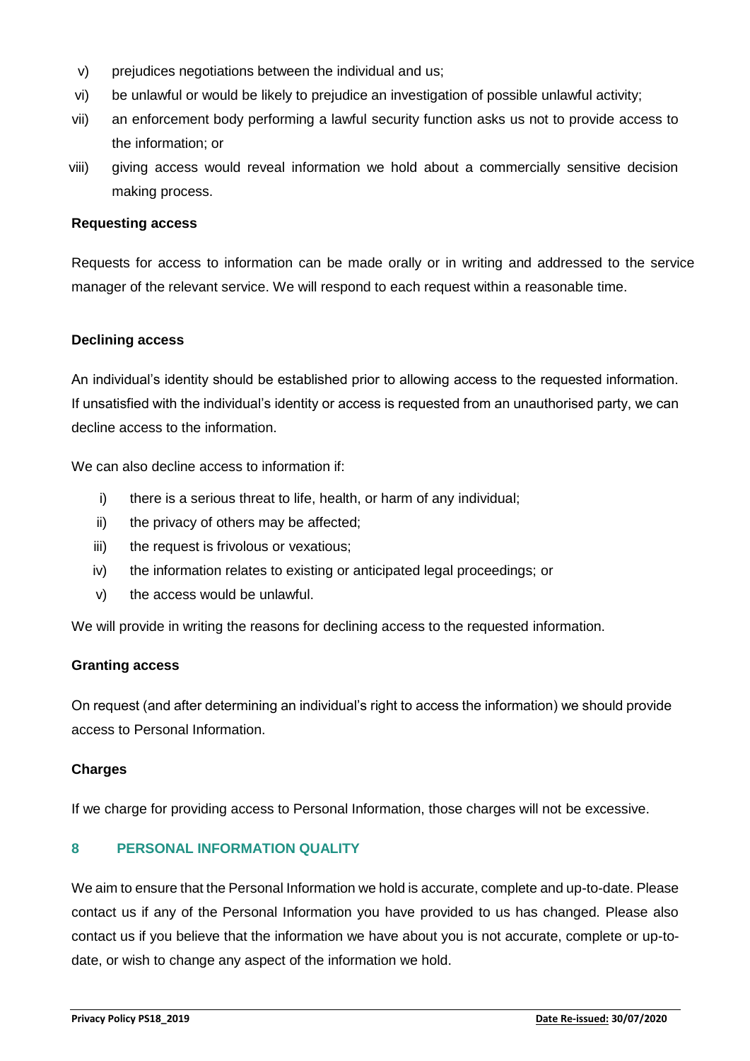v) prejudices negotiations between the individual and us;

vi) be unlawful or would be likely to prejudice an investigation of possible unlawful activity;

vii) an enforcement body performing a lawful security function asks us not to provide access to the information; or

viii) giving access would reveal information we hold about a commercially sensitive decision making process.

**Requesting access**

Requests for access to information can be made orally or in writing and addressed to the service manager of the relevant service. We will respond to each request within a reasonable time.

**Declining access**

An individual's identity should be established prior to allowing access to the requested information. If unsatisfied with the individual's identity or access is requested from an unauthorised party, we can decline access to the information.

We can also decline access to information if:

i) there is a serious threat to life, health, or harm of any individual;

ii) the privacy of others may be affected;

iii) the request is frivolous or vexatious;

iv) the information relates to existing or anticipated legal proceedings; or

v) the access would be unlawful.

We will provide in writing the reasons for declining access to the requested information.

**Granting access**

On request (and after determining an individual's right to access the information) we should provide access to Personal Information.

**Charges**

If we charge for providing access to Personal Information, those charges will not be excessive.

## 8 PERSONAL INFORMATION QUALITY

We aim to ensure that the Personal Information we hold is accurate, complete and up-to-date. Please contact us if any of the Personal Information you have provided to us has changed. Please also contact us if you believe that the information we have about you is not accurate, complete or up-to-date, or wish to change any aspect of the information we hold.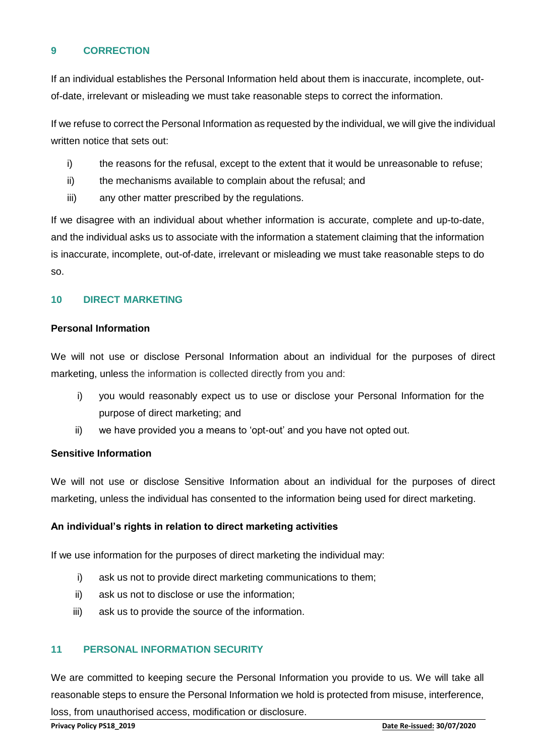## 9 CORRECTION

If an individual establishes the Personal Information held about them is inaccurate, incomplete, out-of-date, irrelevant or misleading we must take reasonable steps to correct the information.

If we refuse to correct the Personal Information as requested by the individual, we will give the individual written notice that sets out:

i) the reasons for the refusal, except to the extent that it would be unreasonable to refuse;
ii) the mechanisms available to complain about the refusal; and
iii) any other matter prescribed by the regulations.

If we disagree with an individual about whether information is accurate, complete and up-to-date, and the individual asks us to associate with the information a statement claiming that the information is inaccurate, incomplete, out-of-date, irrelevant or misleading we must take reasonable steps to do so.

## 10 DIRECT MARKETING

**Personal Information**

We will not use or disclose Personal Information about an individual for the purposes of direct marketing, unless the information is collected directly from you and:

i) you would reasonably expect us to use or disclose your Personal Information for the purpose of direct marketing; and
ii) we have provided you a means to 'opt-out' and you have not opted out.

**Sensitive Information**

We will not use or disclose Sensitive Information about an individual for the purposes of direct marketing, unless the individual has consented to the information being used for direct marketing.

**An individual's rights in relation to direct marketing activities**

If we use information for the purposes of direct marketing the individual may:

i) ask us not to provide direct marketing communications to them;
ii) ask us not to disclose or use the information;
iii) ask us to provide the source of the information.

## 11 PERSONAL INFORMATION SECURITY

We are committed to keeping secure the Personal Information you provide to us. We will take all reasonable steps to ensure the Personal Information we hold is protected from misuse, interference, loss, from unauthorised access, modification or disclosure.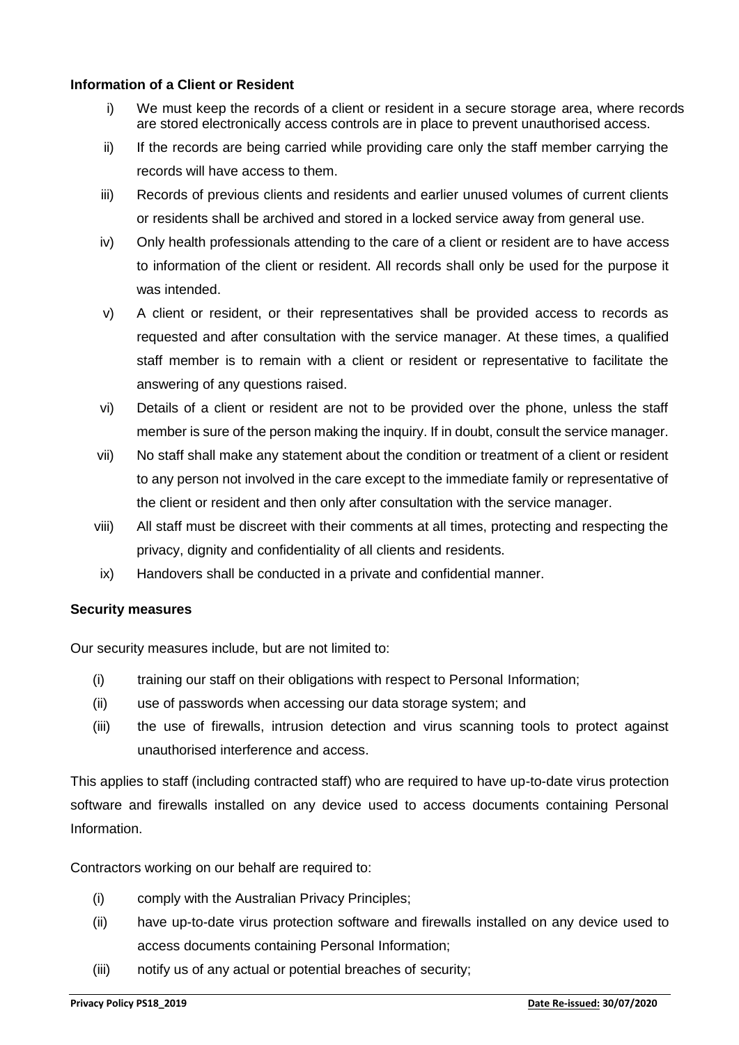**Information of a Client or Resident**

i) We must keep the records of a client or resident in a secure storage area, where records are stored electronically access controls are in place to prevent unauthorised access.

ii) If the records are being carried while providing care only the staff member carrying the records will have access to them.

iii) Records of previous clients and residents and earlier unused volumes of current clients or residents shall be archived and stored in a locked service away from general use.

iv) Only health professionals attending to the care of a client or resident are to have access to information of the client or resident. All records shall only be used for the purpose it was intended.

v) A client or resident, or their representatives shall be provided access to records as requested and after consultation with the service manager. At these times, a qualified staff member is to remain with a client or resident or representative to facilitate the answering of any questions raised.

vi) Details of a client or resident are not to be provided over the phone, unless the staff member is sure of the person making the inquiry. If in doubt, consult the service manager.

vii) No staff shall make any statement about the condition or treatment of a client or resident to any person not involved in the care except to the immediate family or representative of the client or resident and then only after consultation with the service manager.

viii) All staff must be discreet with their comments at all times, protecting and respecting the privacy, dignity and confidentiality of all clients and residents.

ix) Handovers shall be conducted in a private and confidential manner.

**Security measures**

Our security measures include, but are not limited to:

(i) training our staff on their obligations with respect to Personal Information;

(ii) use of passwords when accessing our data storage system; and

(iii) the use of firewalls, intrusion detection and virus scanning tools to protect against unauthorised interference and access.

This applies to staff (including contracted staff) who are required to have up-to-date virus protection software and firewalls installed on any device used to access documents containing Personal Information.

Contractors working on our behalf are required to:

(i) comply with the Australian Privacy Principles;

(ii) have up-to-date virus protection software and firewalls installed on any device used to access documents containing Personal Information;

(iii) notify us of any actual or potential breaches of security;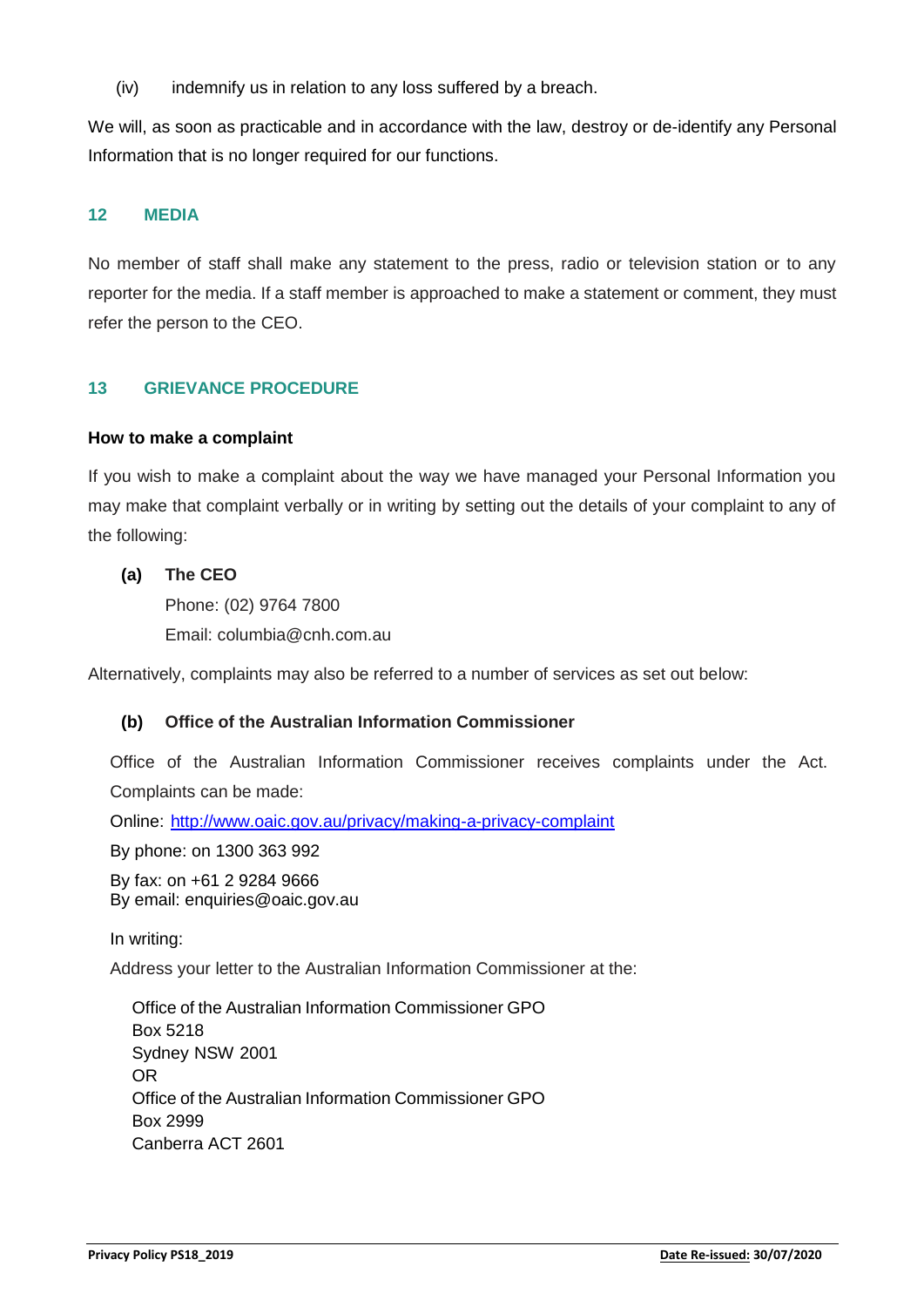(iv) indemnify us in relation to any loss suffered by a breach.

We will, as soon as practicable and in accordance with the law, destroy or de-identify any Personal Information that is no longer required for our functions.

## 12 MEDIA

No member of staff shall make any statement to the press, radio or television station or to any reporter for the media. If a staff member is approached to make a statement or comment, they must refer the person to the CEO.

## 13 GRIEVANCE PROCEDURE

**How to make a complaint**

If you wish to make a complaint about the way we have managed your Personal Information you may make that complaint verbally or in writing by setting out the details of your complaint to any of the following:

**(a) The CEO**

Phone: (02) 9764 7800
Email: columbia@cnh.com.au

Alternatively, complaints may also be referred to a number of services as set out below:

**(b) Office of the Australian Information Commissioner**

Office of the Australian Information Commissioner receives complaints under the Act. Complaints can be made:

Online: http://www.oaic.gov.au/privacy/making-a-privacy-complaint

By phone: on 1300 363 992

By fax: on +61 2 9284 9666
By email: enquiries@oaic.gov.au

In writing:

Address your letter to the Australian Information Commissioner at the:

Office of the Australian Information Commissioner GPO
Box 5218
Sydney NSW 2001
OR
Office of the Australian Information Commissioner GPO
Box 2999
Canberra ACT 2601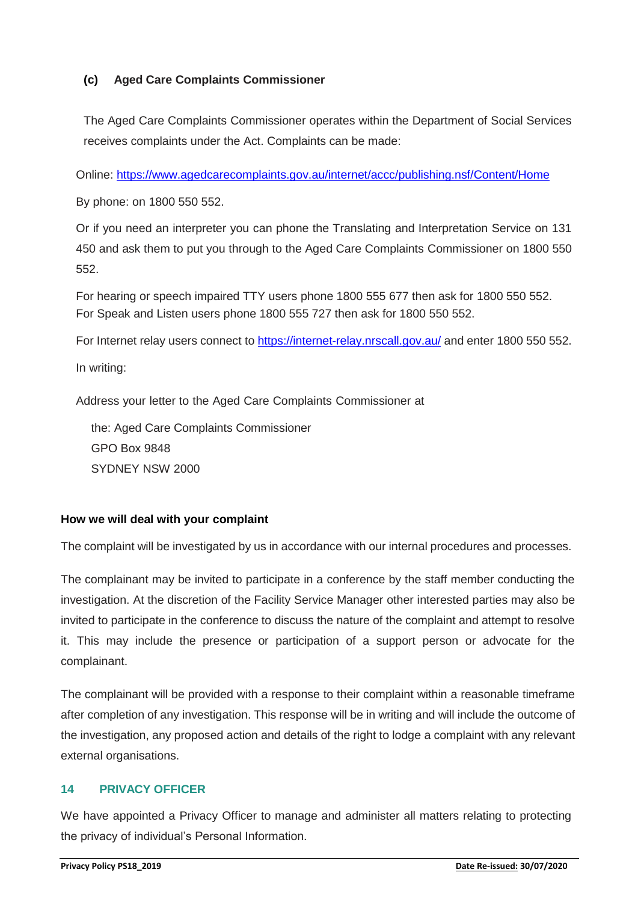### (c) Aged Care Complaints Commissioner

The Aged Care Complaints Commissioner operates within the Department of Social Services receives complaints under the Act. Complaints can be made:

Online: https://www.agedcarecomplaints.gov.au/internet/accc/publishing.nsf/Content/Home

By phone: on 1800 550 552.

Or if you need an interpreter you can phone the Translating and Interpretation Service on 131 450 and ask them to put you through to the Aged Care Complaints Commissioner on 1800 550 552.

For hearing or speech impaired TTY users phone 1800 555 677 then ask for 1800 550 552.
For Speak and Listen users phone 1800 555 727 then ask for 1800 550 552.

For Internet relay users connect to https://internet-relay.nrscall.gov.au/ and enter 1800 550 552.

In writing:

Address your letter to the Aged Care Complaints Commissioner at

the: Aged Care Complaints Commissioner
GPO Box 9848
SYDNEY NSW 2000

**How we will deal with your complaint**

The complaint will be investigated by us in accordance with our internal procedures and processes.

The complainant may be invited to participate in a conference by the staff member conducting the investigation. At the discretion of the Facility Service Manager other interested parties may also be invited to participate in the conference to discuss the nature of the complaint and attempt to resolve it. This may include the presence or participation of a support person or advocate for the complainant.

The complainant will be provided with a response to their complaint within a reasonable timeframe after completion of any investigation. This response will be in writing and will include the outcome of the investigation, any proposed action and details of the right to lodge a complaint with any relevant external organisations.

## 14 PRIVACY OFFICER

We have appointed a Privacy Officer to manage and administer all matters relating to protecting the privacy of individual's Personal Information.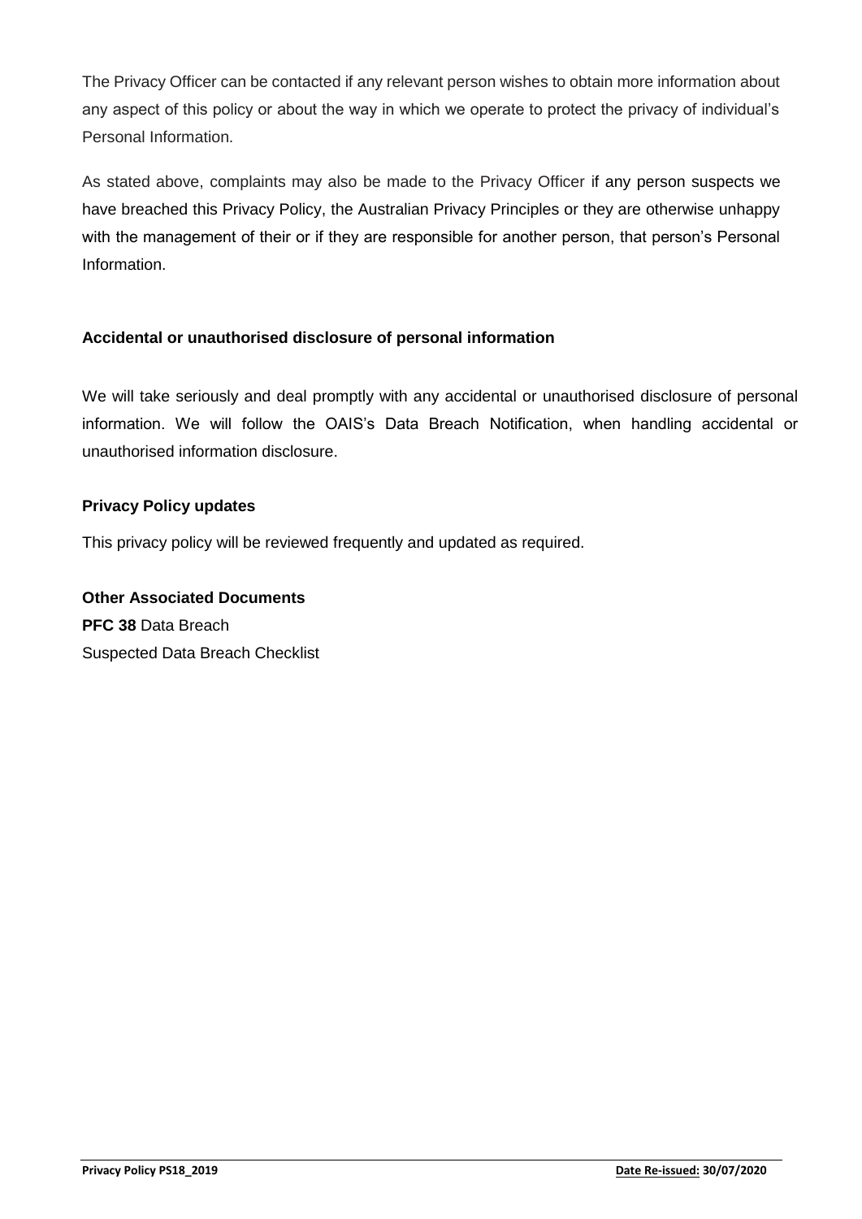The Privacy Officer can be contacted if any relevant person wishes to obtain more information about any aspect of this policy or about the way in which we operate to protect the privacy of individual's Personal Information.

As stated above, complaints may also be made to the Privacy Officer if any person suspects we have breached this Privacy Policy, the Australian Privacy Principles or they are otherwise unhappy with the management of their or if they are responsible for another person, that person's Personal Information.

**Accidental or unauthorised disclosure of personal information**

We will take seriously and deal promptly with any accidental or unauthorised disclosure of personal information. We will follow the OAIS's Data Breach Notification, when handling accidental or unauthorised information disclosure.

**Privacy Policy updates**

This privacy policy will be reviewed frequently and updated as required.

**Other Associated Documents**
**PFC 38** Data Breach
Suspected Data Breach Checklist